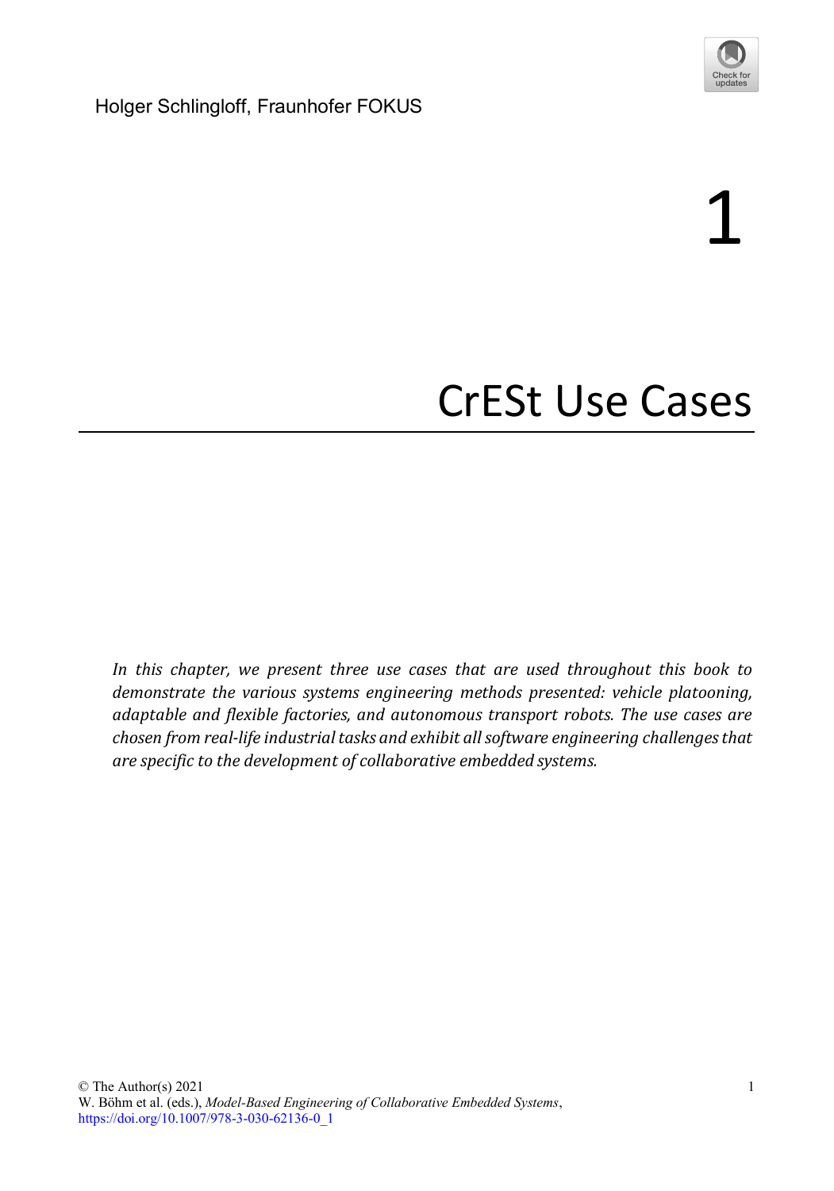Holger Schlingloff, Fraunhofer FOKUS

# 1 CrESt Use Cases

*In this chapter, we present three use cases that are used throughout this book to demonstrate the various systems engineering methods presented: vehicle platooning, adaptable and flexible factories, and autonomous transport robots. The use cases are chosen from real-life industrial tasks and exhibit all software engineering challenges that are specific to the development of collaborative embedded systems.*

© The Author(s) 2021
W. Böhm et al. (eds.), *Model-Based Engineering of Collaborative Embedded Systems*,
https://doi.org/10.1007/978-3-030-62136-0_1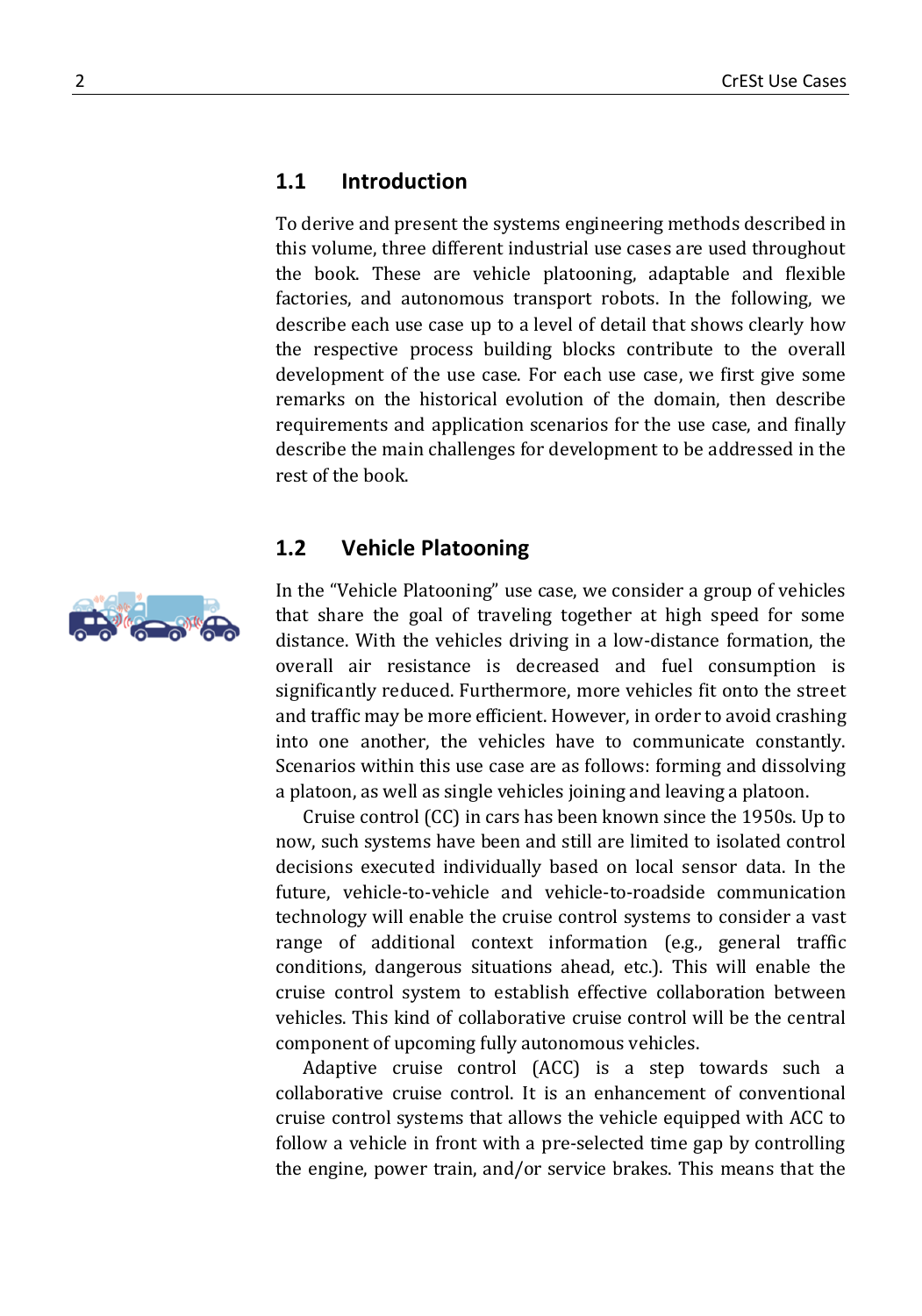## 1.1 Introduction

To derive and present the systems engineering methods described in this volume, three different industrial use cases are used throughout the book. These are vehicle platooning, adaptable and flexible factories, and autonomous transport robots. In the following, we describe each use case up to a level of detail that shows clearly how the respective process building blocks contribute to the overall development of the use case. For each use case, we first give some remarks on the historical evolution of the domain, then describe requirements and application scenarios for the use case, and finally describe the main challenges for development to be addressed in the rest of the book.

## 1.2 Vehicle Platooning

In the "Vehicle Platooning" use case, we consider a group of vehicles that share the goal of traveling together at high speed for some distance. With the vehicles driving in a low-distance formation, the overall air resistance is decreased and fuel consumption is significantly reduced. Furthermore, more vehicles fit onto the street and traffic may be more efficient. However, in order to avoid crashing into one another, the vehicles have to communicate constantly. Scenarios within this use case are as follows: forming and dissolving a platoon, as well as single vehicles joining and leaving a platoon.

Cruise control (CC) in cars has been known since the 1950s. Up to now, such systems have been and still are limited to isolated control decisions executed individually based on local sensor data. In the future, vehicle-to-vehicle and vehicle-to-roadside communication technology will enable the cruise control systems to consider a vast range of additional context information (e.g., general traffic conditions, dangerous situations ahead, etc.). This will enable the cruise control system to establish effective collaboration between vehicles. This kind of collaborative cruise control will be the central component of upcoming fully autonomous vehicles.

Adaptive cruise control (ACC) is a step towards such a collaborative cruise control. It is an enhancement of conventional cruise control systems that allows the vehicle equipped with ACC to follow a vehicle in front with a pre-selected time gap by controlling the engine, power train, and/or service brakes. This means that the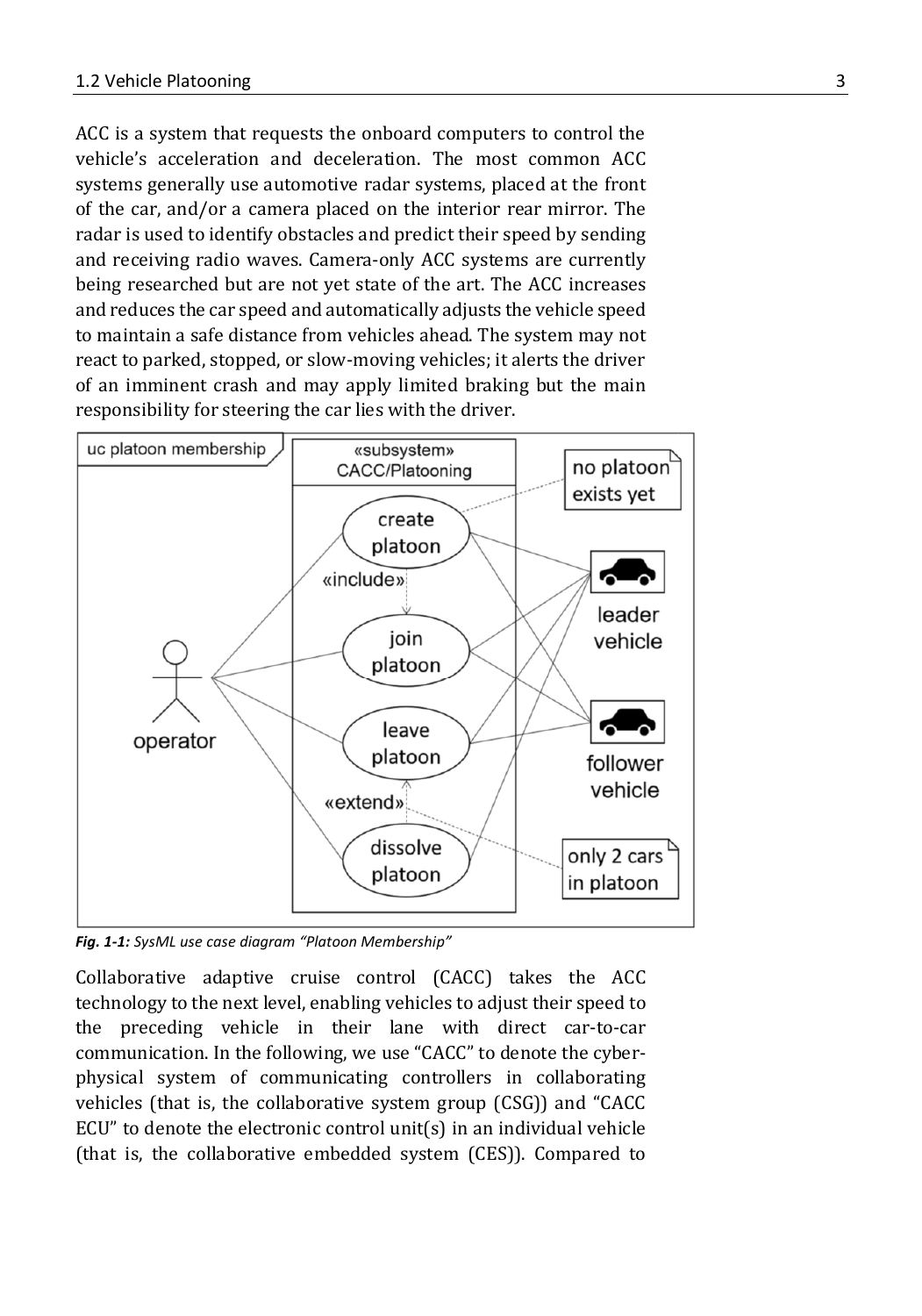ACC is a system that requests the onboard computers to control the vehicle's acceleration and deceleration. The most common ACC systems generally use automotive radar systems, placed at the front of the car, and/or a camera placed on the interior rear mirror. The radar is used to identify obstacles and predict their speed by sending and receiving radio waves. Camera-only ACC systems are currently being researched but are not yet state of the art. The ACC increases and reduces the car speed and automatically adjusts the vehicle speed to maintain a safe distance from vehicles ahead. The system may not react to parked, stopped, or slow-moving vehicles; it alerts the driver of an imminent crash and may apply limited braking but the main responsibility for steering the car lies with the driver.

***Fig. 1-1:*** *SysML use case diagram "Platoon Membership"*

Collaborative adaptive cruise control (CACC) takes the ACC technology to the next level, enabling vehicles to adjust their speed to the preceding vehicle in their lane with direct car-to-car communication. In the following, we use "CACC" to denote the cyber-physical system of communicating controllers in collaborating vehicles (that is, the collaborative system group (CSG)) and "CACC ECU" to denote the electronic control unit(s) in an individual vehicle (that is, the collaborative embedded system (CES)). Compared to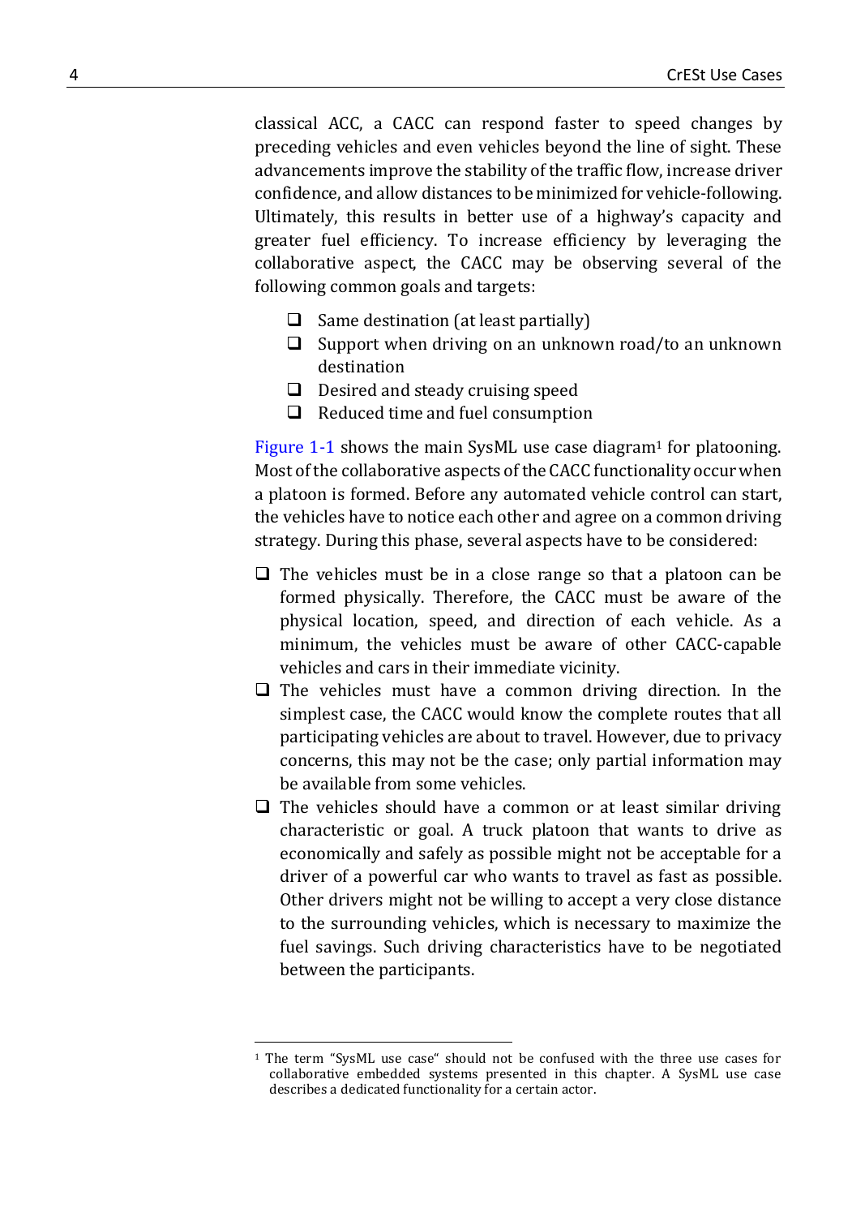classical ACC, a CACC can respond faster to speed changes by preceding vehicles and even vehicles beyond the line of sight. These advancements improve the stability of the traffic flow, increase driver confidence, and allow distances to be minimized for vehicle-following. Ultimately, this results in better use of a highway's capacity and greater fuel efficiency. To increase efficiency by leveraging the collaborative aspect, the CACC may be observing several of the following common goals and targets:

- Same destination (at least partially)
- Support when driving on an unknown road/to an unknown destination
- Desired and steady cruising speed
- Reduced time and fuel consumption

Figure 1-1 shows the main SysML use case diagram[1] for platooning. Most of the collaborative aspects of the CACC functionality occur when a platoon is formed. Before any automated vehicle control can start, the vehicles have to notice each other and agree on a common driving strategy. During this phase, several aspects have to be considered:

- The vehicles must be in a close range so that a platoon can be formed physically. Therefore, the CACC must be aware of the physical location, speed, and direction of each vehicle. As a minimum, the vehicles must be aware of other CACC-capable vehicles and cars in their immediate vicinity.
- The vehicles must have a common driving direction. In the simplest case, the CACC would know the complete routes that all participating vehicles are about to travel. However, due to privacy concerns, this may not be the case; only partial information may be available from some vehicles.
- The vehicles should have a common or at least similar driving characteristic or goal. A truck platoon that wants to drive as economically and safely as possible might not be acceptable for a driver of a powerful car who wants to travel as fast as possible. Other drivers might not be willing to accept a very close distance to the surrounding vehicles, which is necessary to maximize the fuel savings. Such driving characteristics have to be negotiated between the participants.

[1] The term "SysML use case" should not be confused with the three use cases for collaborative embedded systems presented in this chapter. A SysML use case describes a dedicated functionality for a certain actor.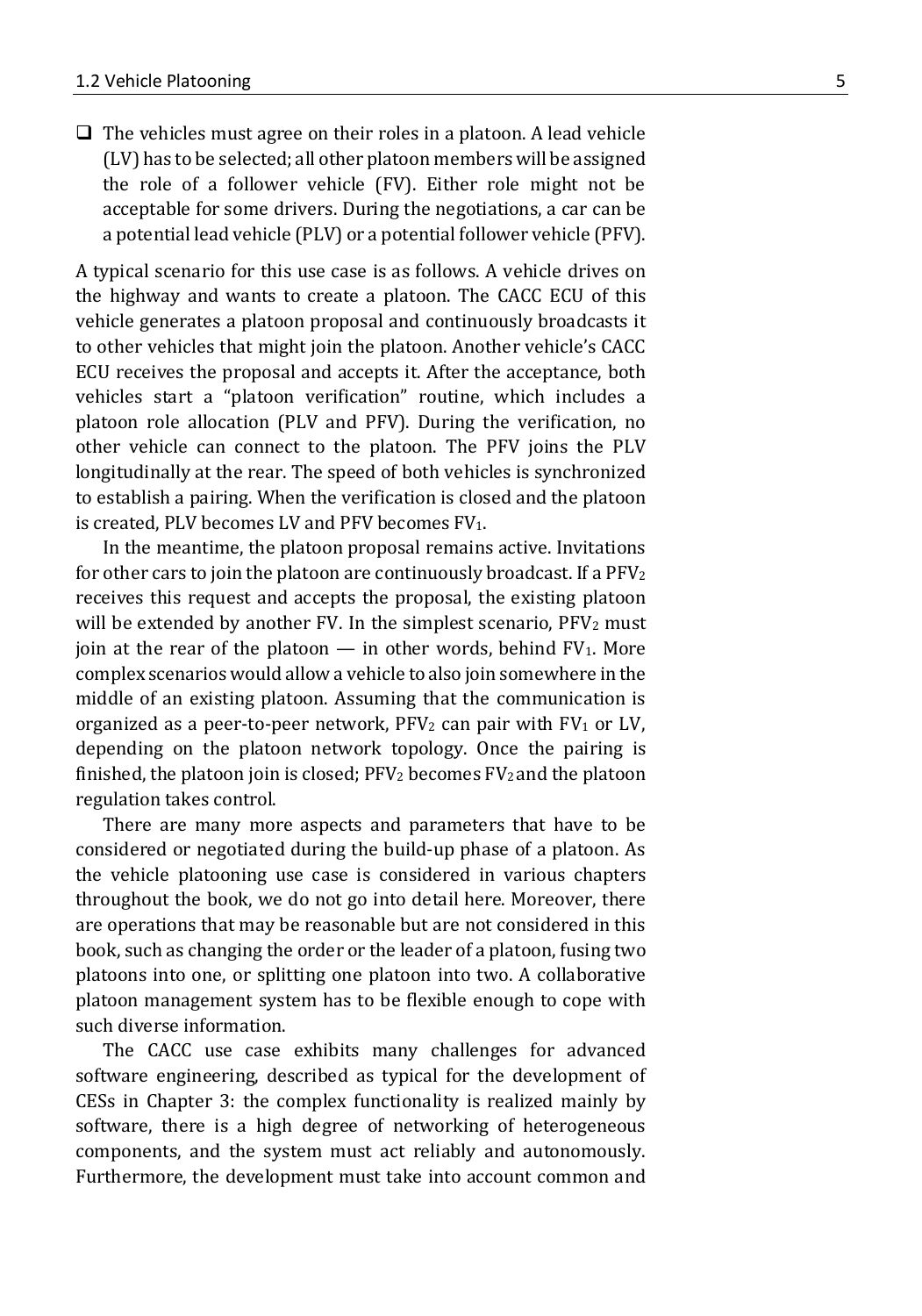- The vehicles must agree on their roles in a platoon. A lead vehicle (LV) has to be selected; all other platoon members will be assigned the role of a follower vehicle (FV). Either role might not be acceptable for some drivers. During the negotiations, a car can be a potential lead vehicle (PLV) or a potential follower vehicle (PFV).

A typical scenario for this use case is as follows. A vehicle drives on the highway and wants to create a platoon. The CACC ECU of this vehicle generates a platoon proposal and continuously broadcasts it to other vehicles that might join the platoon. Another vehicle's CACC ECU receives the proposal and accepts it. After the acceptance, both vehicles start a "platoon verification" routine, which includes a platoon role allocation (PLV and PFV). During the verification, no other vehicle can connect to the platoon. The PFV joins the PLV longitudinally at the rear. The speed of both vehicles is synchronized to establish a pairing. When the verification is closed and the platoon is created, PLV becomes LV and PFV becomes $FV_1$.

In the meantime, the platoon proposal remains active. Invitations for other cars to join the platoon are continuously broadcast. If a $PFV_2$ receives this request and accepts the proposal, the existing platoon will be extended by another FV. In the simplest scenario, $PFV_2$ must join at the rear of the platoon — in other words, behind $FV_1$. More complex scenarios would allow a vehicle to also join somewhere in the middle of an existing platoon. Assuming that the communication is organized as a peer-to-peer network, $PFV_2$ can pair with $FV_1$ or LV, depending on the platoon network topology. Once the pairing is finished, the platoon join is closed; $PFV_2$ becomes $FV_2$ and the platoon regulation takes control.

There are many more aspects and parameters that have to be considered or negotiated during the build-up phase of a platoon. As the vehicle platooning use case is considered in various chapters throughout the book, we do not go into detail here. Moreover, there are operations that may be reasonable but are not considered in this book, such as changing the order or the leader of a platoon, fusing two platoons into one, or splitting one platoon into two. A collaborative platoon management system has to be flexible enough to cope with such diverse information.

The CACC use case exhibits many challenges for advanced software engineering, described as typical for the development of CESs in Chapter 3: the complex functionality is realized mainly by software, there is a high degree of networking of heterogeneous components, and the system must act reliably and autonomously. Furthermore, the development must take into account common and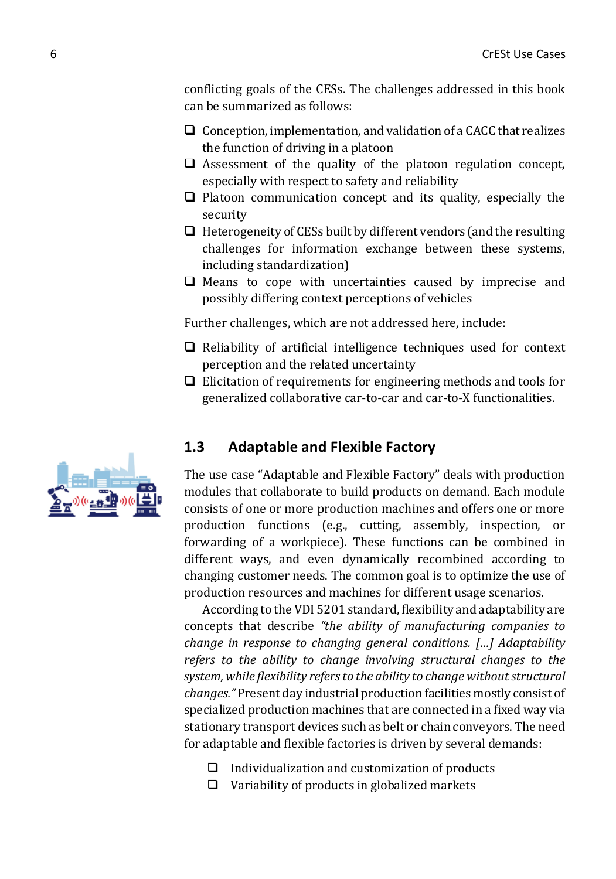conflicting goals of the CESs. The challenges addressed in this book can be summarized as follows:

- Conception, implementation, and validation of a CACC that realizes the function of driving in a platoon
- Assessment of the quality of the platoon regulation concept, especially with respect to safety and reliability
- Platoon communication concept and its quality, especially the security
- Heterogeneity of CESs built by different vendors (and the resulting challenges for information exchange between these systems, including standardization)
- Means to cope with uncertainties caused by imprecise and possibly differing context perceptions of vehicles

Further challenges, which are not addressed here, include:

- Reliability of artificial intelligence techniques used for context perception and the related uncertainty
- Elicitation of requirements for engineering methods and tools for generalized collaborative car-to-car and car-to-X functionalities.

## 1.3 Adaptable and Flexible Factory

The use case "Adaptable and Flexible Factory" deals with production modules that collaborate to build products on demand. Each module consists of one or more production machines and offers one or more production functions (e.g., cutting, assembly, inspection, or forwarding of a workpiece). These functions can be combined in different ways, and even dynamically recombined according to changing customer needs. The common goal is to optimize the use of production resources and machines for different usage scenarios.

According to the VDI 5201 standard, flexibility and adaptability are concepts that describe *"the ability of manufacturing companies to change in response to changing general conditions. [...] Adaptability refers to the ability to change involving structural changes to the system, while flexibility refers to the ability to change without structural changes."* Present day industrial production facilities mostly consist of specialized production machines that are connected in a fixed way via stationary transport devices such as belt or chain conveyors. The need for adaptable and flexible factories is driven by several demands:

- Individualization and customization of products
- Variability of products in globalized markets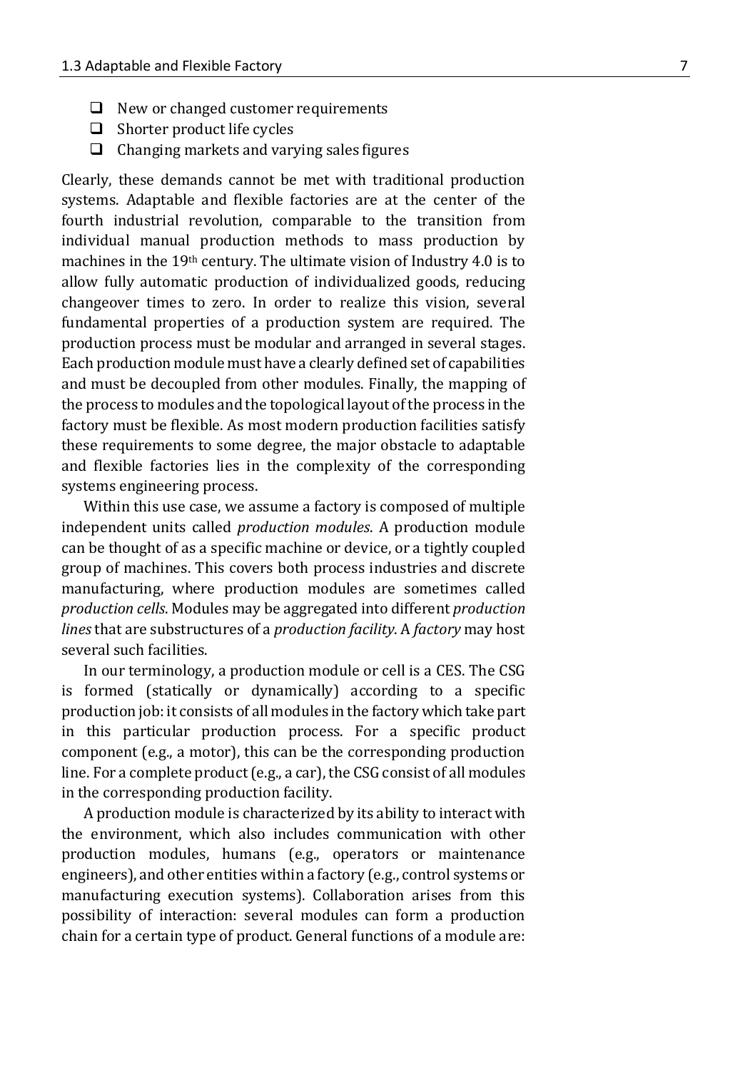- New or changed customer requirements
- Shorter product life cycles
- Changing markets and varying sales figures

Clearly, these demands cannot be met with traditional production systems. Adaptable and flexible factories are at the center of the fourth industrial revolution, comparable to the transition from individual manual production methods to mass production by machines in the 19th century. The ultimate vision of Industry 4.0 is to allow fully automatic production of individualized goods, reducing changeover times to zero. In order to realize this vision, several fundamental properties of a production system are required. The production process must be modular and arranged in several stages. Each production module must have a clearly defined set of capabilities and must be decoupled from other modules. Finally, the mapping of the process to modules and the topological layout of the process in the factory must be flexible. As most modern production facilities satisfy these requirements to some degree, the major obstacle to adaptable and flexible factories lies in the complexity of the corresponding systems engineering process.

Within this use case, we assume a factory is composed of multiple independent units called *production modules*. A production module can be thought of as a specific machine or device, or a tightly coupled group of machines. This covers both process industries and discrete manufacturing, where production modules are sometimes called *production cells*. Modules may be aggregated into different *production lines* that are substructures of a *production facility*. A *factory* may host several such facilities.

In our terminology, a production module or cell is a CES. The CSG is formed (statically or dynamically) according to a specific production job: it consists of all modules in the factory which take part in this particular production process. For a specific product component (e.g., a motor), this can be the corresponding production line. For a complete product (e.g., a car), the CSG consist of all modules in the corresponding production facility.

A production module is characterized by its ability to interact with the environment, which also includes communication with other production modules, humans (e.g., operators or maintenance engineers), and other entities within a factory (e.g., control systems or manufacturing execution systems). Collaboration arises from this possibility of interaction: several modules can form a production chain for a certain type of product. General functions of a module are: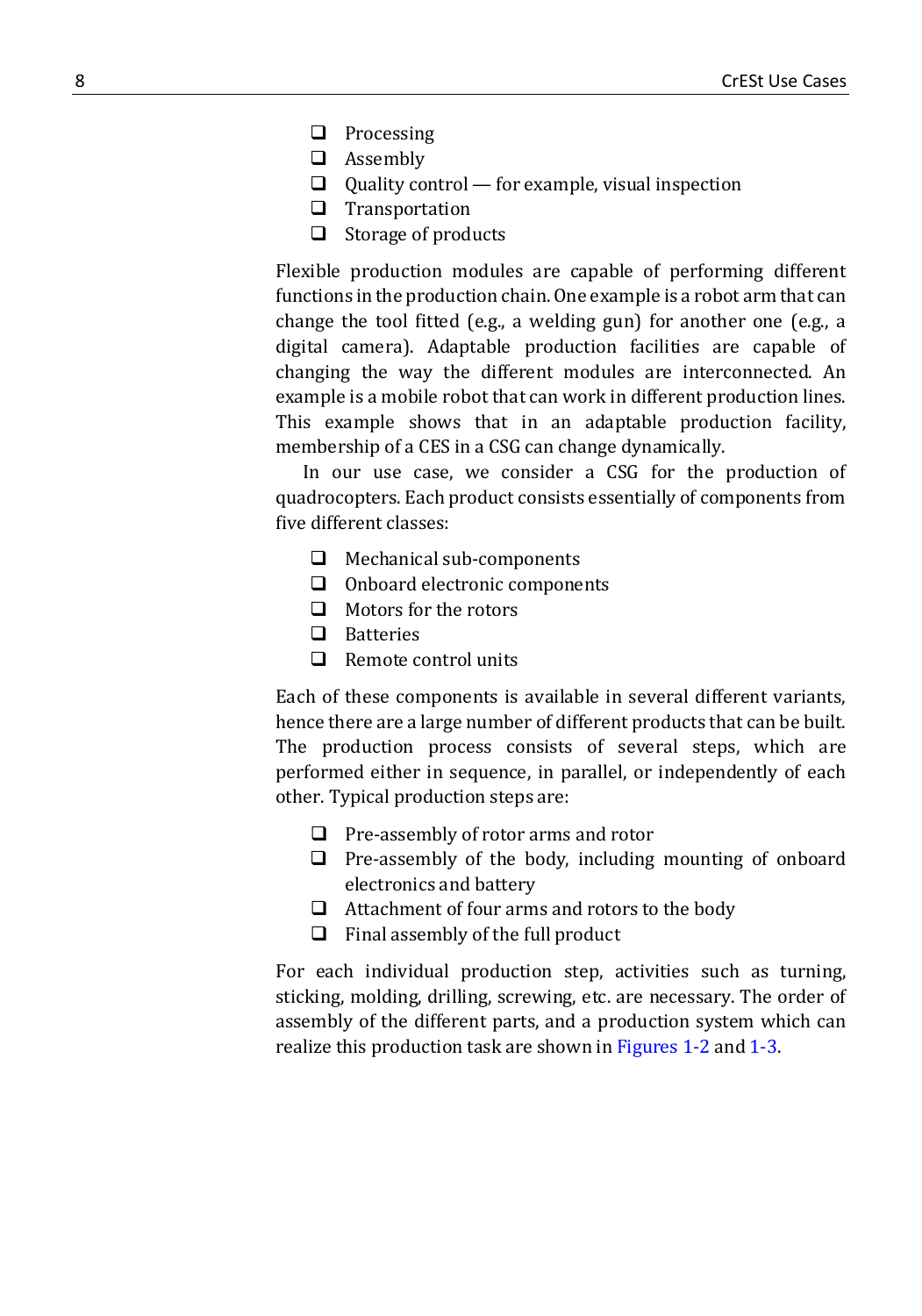- Processing
- Assembly
- Quality control — for example, visual inspection
- Transportation
- Storage of products

Flexible production modules are capable of performing different functions in the production chain. One example is a robot arm that can change the tool fitted (e.g., a welding gun) for another one (e.g., a digital camera). Adaptable production facilities are capable of changing the way the different modules are interconnected. An example is a mobile robot that can work in different production lines. This example shows that in an adaptable production facility, membership of a CES in a CSG can change dynamically.

In our use case, we consider a CSG for the production of quadrocopters. Each product consists essentially of components from five different classes:

- Mechanical sub-components
- Onboard electronic components
- Motors for the rotors
- Batteries
- Remote control units

Each of these components is available in several different variants, hence there are a large number of different products that can be built. The production process consists of several steps, which are performed either in sequence, in parallel, or independently of each other. Typical production steps are:

- Pre-assembly of rotor arms and rotor
- Pre-assembly of the body, including mounting of onboard electronics and battery
- Attachment of four arms and rotors to the body
- Final assembly of the full product

For each individual production step, activities such as turning, sticking, molding, drilling, screwing, etc. are necessary. The order of assembly of the different parts, and a production system which can realize this production task are shown in Figures 1-2 and 1-3.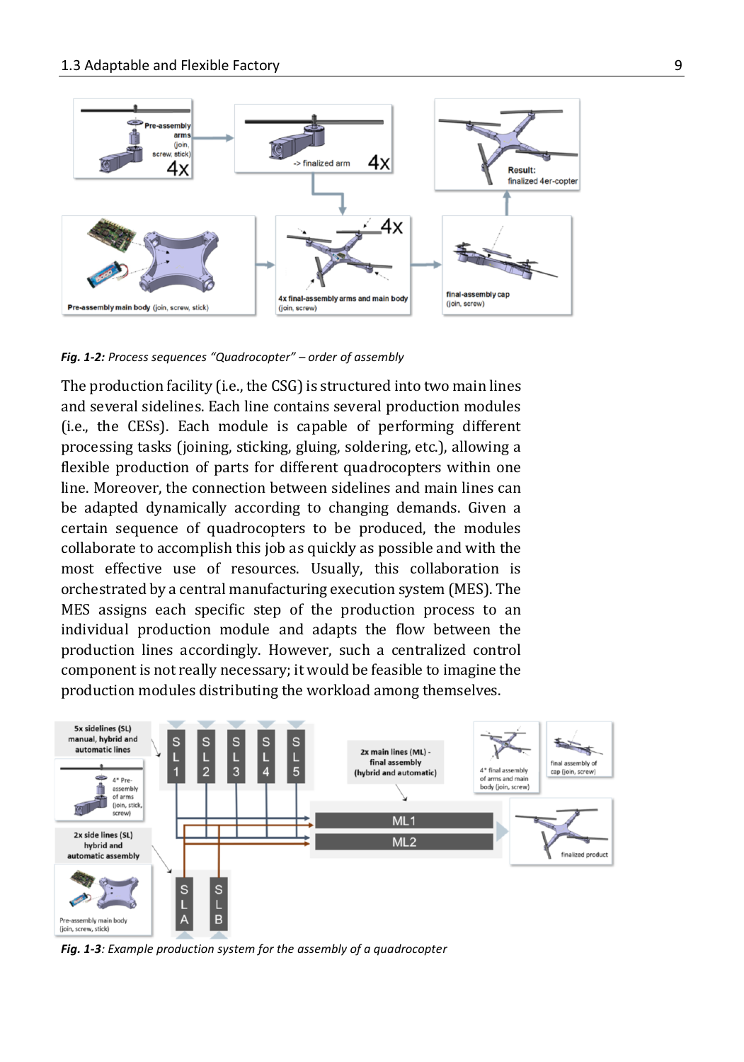*Fig. 1-2: Process sequences "Quadrocopter" – order of assembly*

The production facility (i.e., the CSG) is structured into two main lines and several sidelines. Each line contains several production modules (i.e., the CESs). Each module is capable of performing different processing tasks (joining, sticking, gluing, soldering, etc.), allowing a flexible production of parts for different quadrocopters within one line. Moreover, the connection between sidelines and main lines can be adapted dynamically according to changing demands. Given a certain sequence of quadrocopters to be produced, the modules collaborate to accomplish this job as quickly as possible and with the most effective use of resources. Usually, this collaboration is orchestrated by a central manufacturing execution system (MES). The MES assigns each specific step of the production process to an individual production module and adapts the flow between the production lines accordingly. However, such a centralized control component is not really necessary; it would be feasible to imagine the production modules distributing the workload among themselves.

*Fig. 1-3: Example production system for the assembly of a quadrocopter*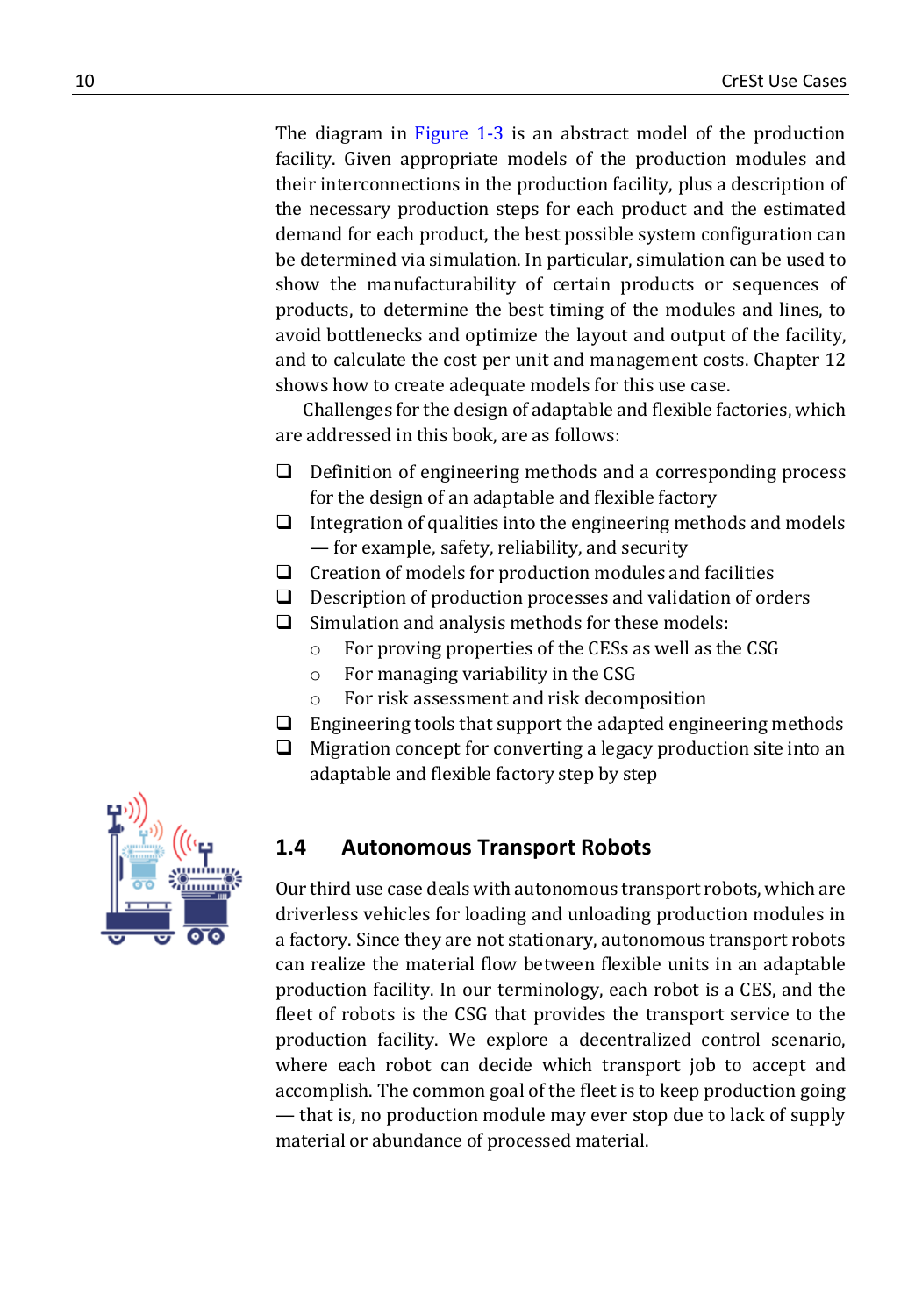The diagram in Figure 1-3 is an abstract model of the production facility. Given appropriate models of the production modules and their interconnections in the production facility, plus a description of the necessary production steps for each product and the estimated demand for each product, the best possible system configuration can be determined via simulation. In particular, simulation can be used to show the manufacturability of certain products or sequences of products, to determine the best timing of the modules and lines, to avoid bottlenecks and optimize the layout and output of the facility, and to calculate the cost per unit and management costs. Chapter 12 shows how to create adequate models for this use case.

Challenges for the design of adaptable and flexible factories, which are addressed in this book, are as follows:

- Definition of engineering methods and a corresponding process for the design of an adaptable and flexible factory
- Integration of qualities into the engineering methods and models — for example, safety, reliability, and security
- Creation of models for production modules and facilities
- Description of production processes and validation of orders
- Simulation and analysis methods for these models:
  - For proving properties of the CESs as well as the CSG
  - For managing variability in the CSG
  - For risk assessment and risk decomposition
- Engineering tools that support the adapted engineering methods
- Migration concept for converting a legacy production site into an adaptable and flexible factory step by step

## 1.4 Autonomous Transport Robots

Our third use case deals with autonomous transport robots, which are driverless vehicles for loading and unloading production modules in a factory. Since they are not stationary, autonomous transport robots can realize the material flow between flexible units in an adaptable production facility. In our terminology, each robot is a CES, and the fleet of robots is the CSG that provides the transport service to the production facility. We explore a decentralized control scenario, where each robot can decide which transport job to accept and accomplish. The common goal of the fleet is to keep production going — that is, no production module may ever stop due to lack of supply material or abundance of processed material.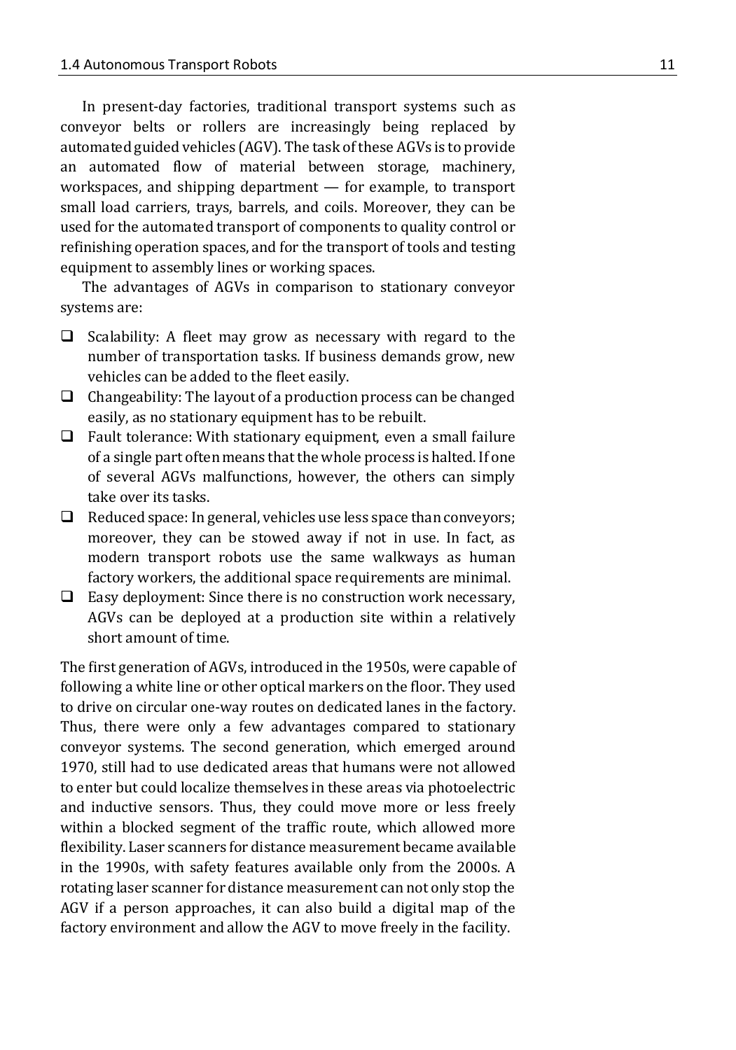In present-day factories, traditional transport systems such as conveyor belts or rollers are increasingly being replaced by automated guided vehicles (AGV). The task of these AGVs is to provide an automated flow of material between storage, machinery, workspaces, and shipping department — for example, to transport small load carriers, trays, barrels, and coils. Moreover, they can be used for the automated transport of components to quality control or refinishing operation spaces, and for the transport of tools and testing equipment to assembly lines or working spaces.

The advantages of AGVs in comparison to stationary conveyor systems are:

- Scalability: A fleet may grow as necessary with regard to the number of transportation tasks. If business demands grow, new vehicles can be added to the fleet easily.
- Changeability: The layout of a production process can be changed easily, as no stationary equipment has to be rebuilt.
- Fault tolerance: With stationary equipment, even a small failure of a single part often means that the whole process is halted. If one of several AGVs malfunctions, however, the others can simply take over its tasks.
- Reduced space: In general, vehicles use less space than conveyors; moreover, they can be stowed away if not in use. In fact, as modern transport robots use the same walkways as human factory workers, the additional space requirements are minimal.
- Easy deployment: Since there is no construction work necessary, AGVs can be deployed at a production site within a relatively short amount of time.

The first generation of AGVs, introduced in the 1950s, were capable of following a white line or other optical markers on the floor. They used to drive on circular one-way routes on dedicated lanes in the factory. Thus, there were only a few advantages compared to stationary conveyor systems. The second generation, which emerged around 1970, still had to use dedicated areas that humans were not allowed to enter but could localize themselves in these areas via photoelectric and inductive sensors. Thus, they could move more or less freely within a blocked segment of the traffic route, which allowed more flexibility. Laser scanners for distance measurement became available in the 1990s, with safety features available only from the 2000s. A rotating laser scanner for distance measurement can not only stop the AGV if a person approaches, it can also build a digital map of the factory environment and allow the AGV to move freely in the facility.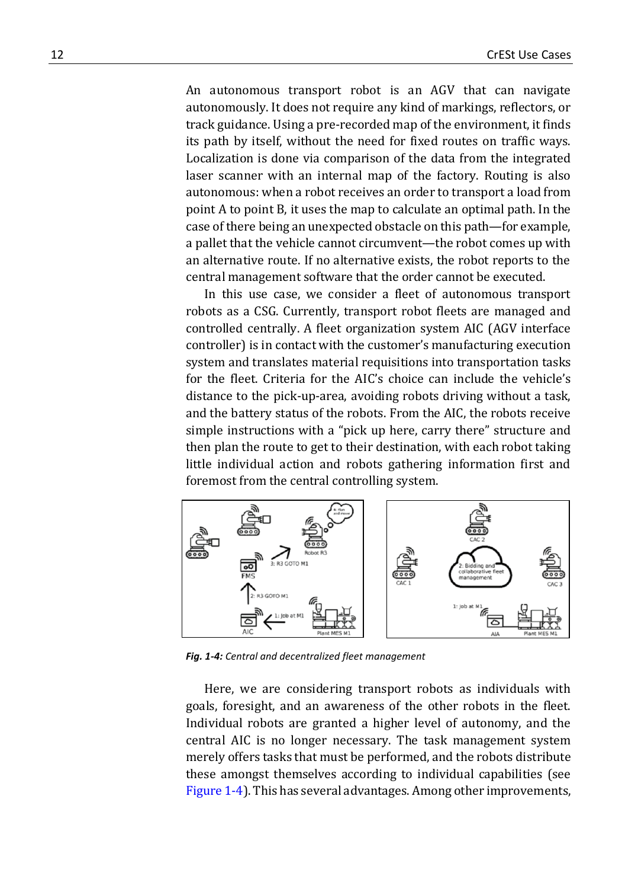An autonomous transport robot is an AGV that can navigate autonomously. It does not require any kind of markings, reflectors, or track guidance. Using a pre-recorded map of the environment, it finds its path by itself, without the need for fixed routes on traffic ways. Localization is done via comparison of the data from the integrated laser scanner with an internal map of the factory. Routing is also autonomous: when a robot receives an order to transport a load from point A to point B, it uses the map to calculate an optimal path. In the case of there being an unexpected obstacle on this path—for example, a pallet that the vehicle cannot circumvent—the robot comes up with an alternative route. If no alternative exists, the robot reports to the central management software that the order cannot be executed.

In this use case, we consider a fleet of autonomous transport robots as a CSG. Currently, transport robot fleets are managed and controlled centrally. A fleet organization system AIC (AGV interface controller) is in contact with the customer's manufacturing execution system and translates material requisitions into transportation tasks for the fleet. Criteria for the AIC's choice can include the vehicle's distance to the pick-up-area, avoiding robots driving without a task, and the battery status of the robots. From the AIC, the robots receive simple instructions with a "pick up here, carry there" structure and then plan the route to get to their destination, with each robot taking little individual action and robots gathering information first and foremost from the central controlling system.

*Fig. 1-4: Central and decentralized fleet management*

Here, we are considering transport robots as individuals with goals, foresight, and an awareness of the other robots in the fleet. Individual robots are granted a higher level of autonomy, and the central AIC is no longer necessary. The task management system merely offers tasks that must be performed, and the robots distribute these amongst themselves according to individual capabilities (see Figure 1-4). This has several advantages. Among other improvements,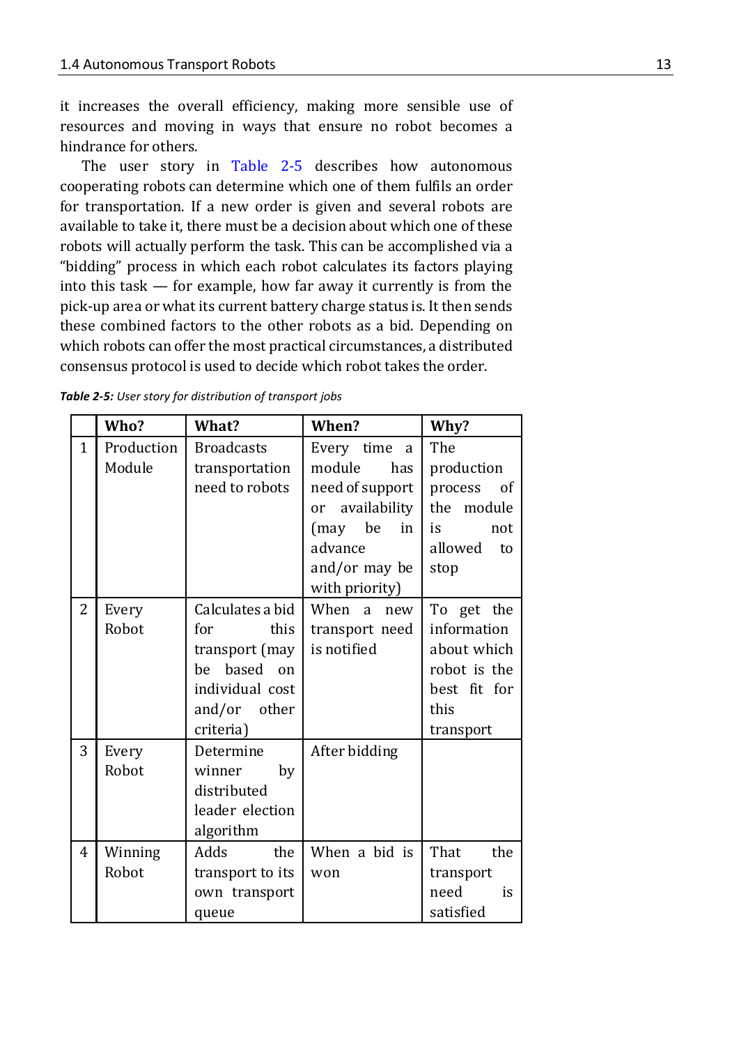it increases the overall efficiency, making more sensible use of resources and moving in ways that ensure no robot becomes a hindrance for others.

The user story in Table 2-5 describes how autonomous cooperating robots can determine which one of them fulfils an order for transportation. If a new order is given and several robots are available to take it, there must be a decision about which one of these robots will actually perform the task. This can be accomplished via a "bidding" process in which each robot calculates its factors playing into this task — for example, how far away it currently is from the pick-up area or what its current battery charge status is. It then sends these combined factors to the other robots as a bid. Depending on which robots can offer the most practical circumstances, a distributed consensus protocol is used to decide which robot takes the order.

***Table 2-5:*** *User story for distribution of transport jobs*

| | Who? | What? | When? | Why? |
|---|---|---|---|---|
| 1 | Production Module | Broadcasts transportation need to robots | Every time a module has need of support or availability (may be in advance and/or may be with priority) | The production process of the module is not allowed to stop |
| 2 | Every Robot | Calculates a bid for this transport (may be based on individual cost and/or other criteria) | When a new transport need is notified | To get the information about which robot is the best fit for this transport |
| 3 | Every Robot | Determine winner by distributed leader election algorithm | After bidding | |
| 4 | Winning Robot | Adds the transport to its own transport queue | When a bid is won | That the transport need is satisfied |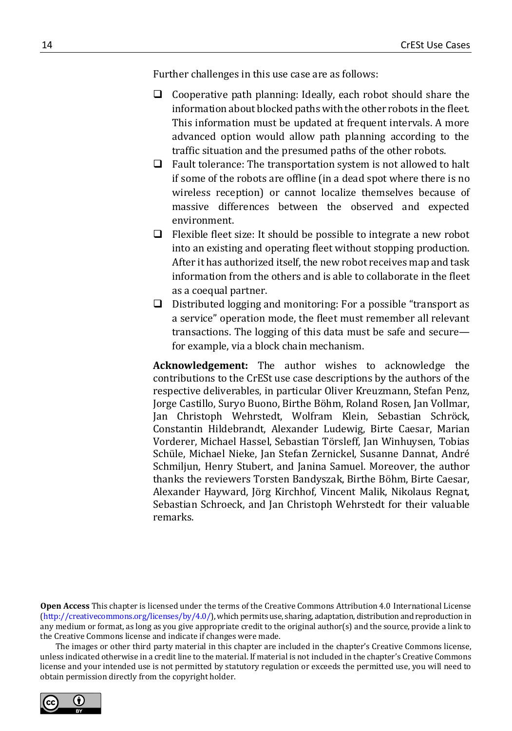Further challenges in this use case are as follows:

- Cooperative path planning: Ideally, each robot should share the information about blocked paths with the other robots in the fleet. This information must be updated at frequent intervals. A more advanced option would allow path planning according to the traffic situation and the presumed paths of the other robots.
- Fault tolerance: The transportation system is not allowed to halt if some of the robots are offline (in a dead spot where there is no wireless reception) or cannot localize themselves because of massive differences between the observed and expected environment.
- Flexible fleet size: It should be possible to integrate a new robot into an existing and operating fleet without stopping production. After it has authorized itself, the new robot receives map and task information from the others and is able to collaborate in the fleet as a coequal partner.
- Distributed logging and monitoring: For a possible "transport as a service" operation mode, the fleet must remember all relevant transactions. The logging of this data must be safe and secure—for example, via a block chain mechanism.

**Acknowledgement:** The author wishes to acknowledge the contributions to the CrESt use case descriptions by the authors of the respective deliverables, in particular Oliver Kreuzmann, Stefan Penz, Jorge Castillo, Suryo Buono, Birthe Böhm, Roland Rosen, Jan Vollmar, Jan Christoph Wehrstedt, Wolfram Klein, Sebastian Schröck, Constantin Hildebrandt, Alexander Ludewig, Birte Caesar, Marian Vorderer, Michael Hassel, Sebastian Törsleff, Jan Winhuysen, Tobias Schüle, Michael Nieke, Jan Stefan Zernickel, Susanne Dannat, André Schmiljun, Henry Stubert, and Janina Samuel. Moreover, the author thanks the reviewers Torsten Bandyszak, Birthe Böhm, Birte Caesar, Alexander Hayward, Jörg Kirchhof, Vincent Malik, Nikolaus Regnat, Sebastian Schroeck, and Jan Christoph Wehrstedt for their valuable remarks.

**Open Access** This chapter is licensed under the terms of the Creative Commons Attribution 4.0 International License (http://creativecommons.org/licenses/by/4.0/), which permits use, sharing, adaptation, distribution and reproduction in any medium or format, as long as you give appropriate credit to the original author(s) and the source, provide a link to the Creative Commons license and indicate if changes were made.

The images or other third party material in this chapter are included in the chapter's Creative Commons license, unless indicated otherwise in a credit line to the material. If material is not included in the chapter's Creative Commons license and your intended use is not permitted by statutory regulation or exceeds the permitted use, you will need to obtain permission directly from the copyright holder.